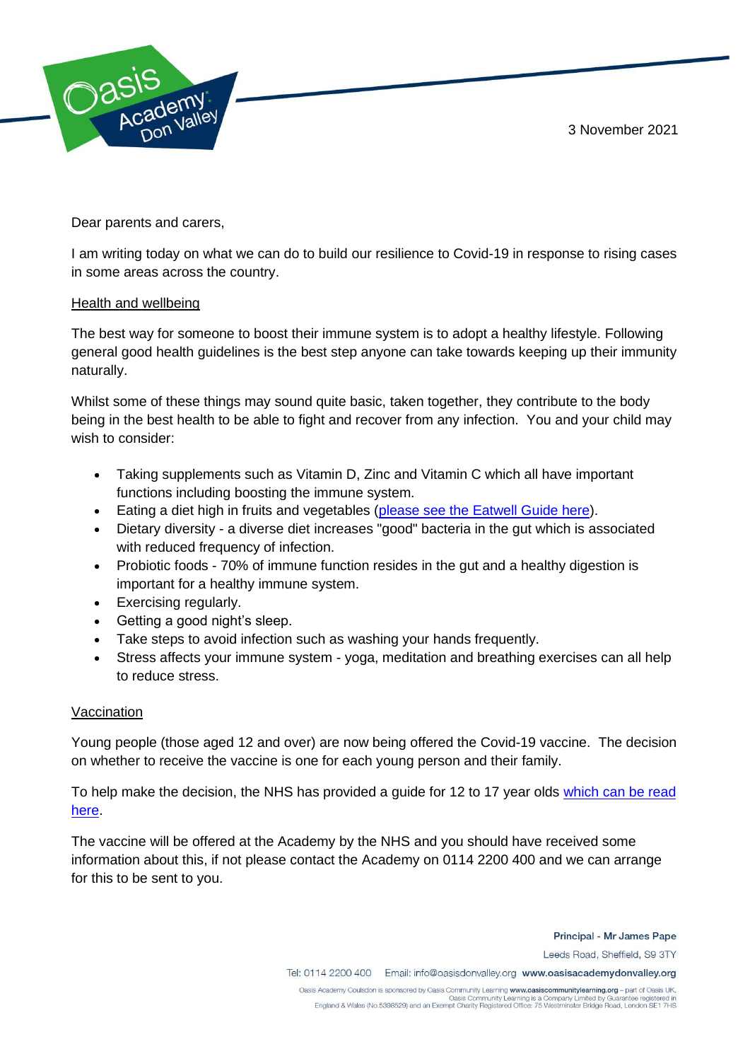3 November 2021

Dear parents and carers,

I am writing today on what we can do to build our resilience to Covid-19 in response to rising cases in some areas across the country.

Health and wellbeing

The best way for someone to boost their immune system is to adopt a healthy lifestyle. Following general good health guidelines is the best step anyone can take towards keeping up their immunity naturally.

Whilst some of these things may sound quite basic, taken together, they contribute to the body being in the best health to be able to fight and recover from any infection. You and your child may wish to consider:

- Taking supplements such as Vitamin D, Zinc and Vitamin C which all have important functions including boosting the immune system.
- Eating a diet high in fruits and vegetables (please see the Eatwell Guide here).
- Dietary diversity - a diverse diet increases "good" bacteria in the gut which is associated with reduced frequency of infection.
- Probiotic foods - 70% of immune function resides in the gut and a healthy digestion is important for a healthy immune system.
- Exercising regularly.
- Getting a good night's sleep.
- Take steps to avoid infection such as washing your hands frequently.
- Stress affects your immune system - yoga, meditation and breathing exercises can all help to reduce stress.

Vaccination

Young people (those aged 12 and over) are now being offered the Covid-19 vaccine. The decision on whether to receive the vaccine is one for each young person and their family.

To help make the decision, the NHS has provided a guide for 12 to 17 year olds which can be read here.

The vaccine will be offered at the Academy by the NHS and you should have received some information about this, if not please contact the Academy on 0114 2200 400 and we can arrange for this to be sent to you.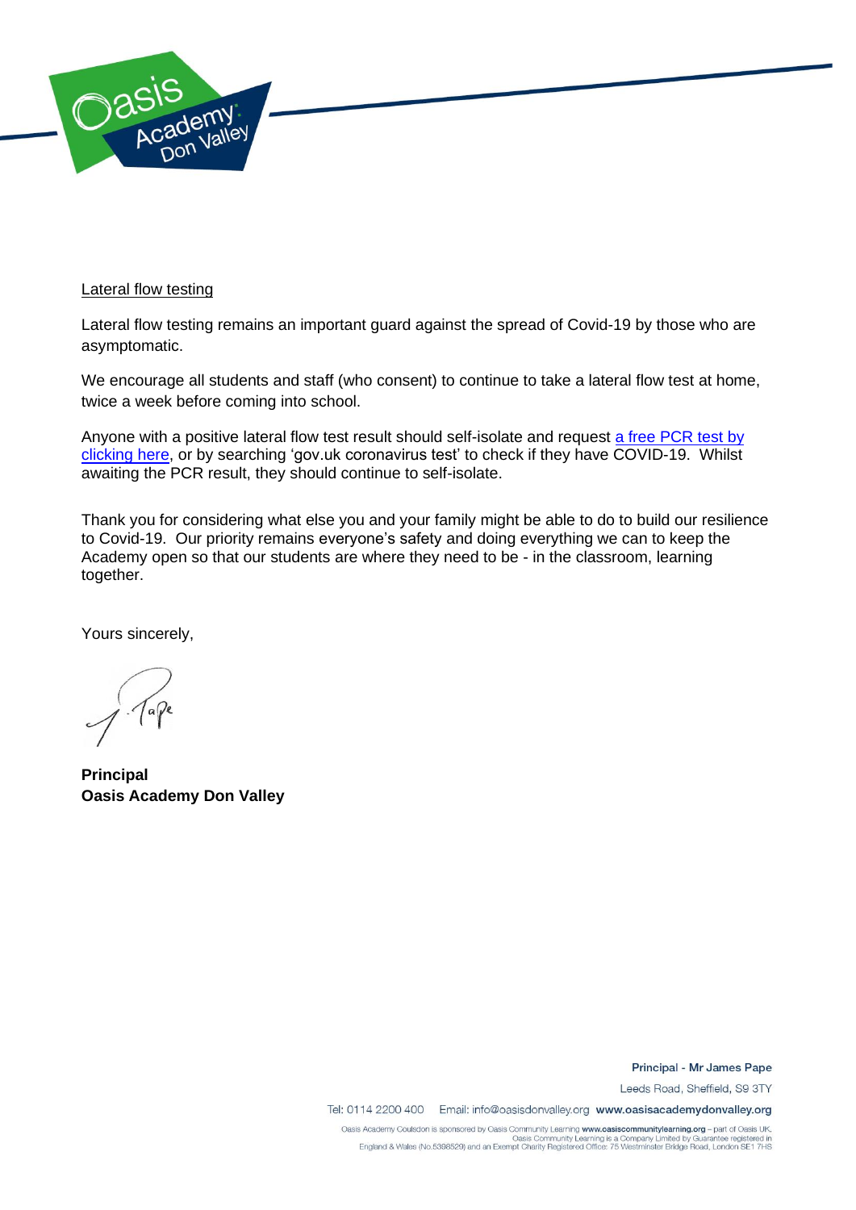Lateral flow testing

Lateral flow testing remains an important guard against the spread of Covid-19 by those who are asymptomatic.

We encourage all students and staff (who consent) to continue to take a lateral flow test at home, twice a week before coming into school.

Anyone with a positive lateral flow test result should self-isolate and request a free PCR test by clicking here, or by searching 'gov.uk coronavirus test' to check if they have COVID-19. Whilst awaiting the PCR result, they should continue to self-isolate.

Thank you for considering what else you and your family might be able to do to build our resilience to Covid-19. Our priority remains everyone's safety and doing everything we can to keep the Academy open so that our students are where they need to be - in the classroom, learning together.

Yours sincerely,

**Principal**
**Oasis Academy Don Valley**

Principal - Mr James Pape

Leeds Road, Sheffield, S9 3TY

Tel: 0114 2200 400 Email: info@oasisdonvalley.org www.oasisacademydonvalley.org

Oasis Academy Coulsdon is sponsored by Oasis Community Learning www.oasiscommunitylearning.org – part of Oasis UK. Oasis Community Learning is a Company Limited by Guarantee registered in England & Wales (No.5398529) and an Exempt Charity Registered Office: 75 Westminster Bridge Road, London SE1 7HS